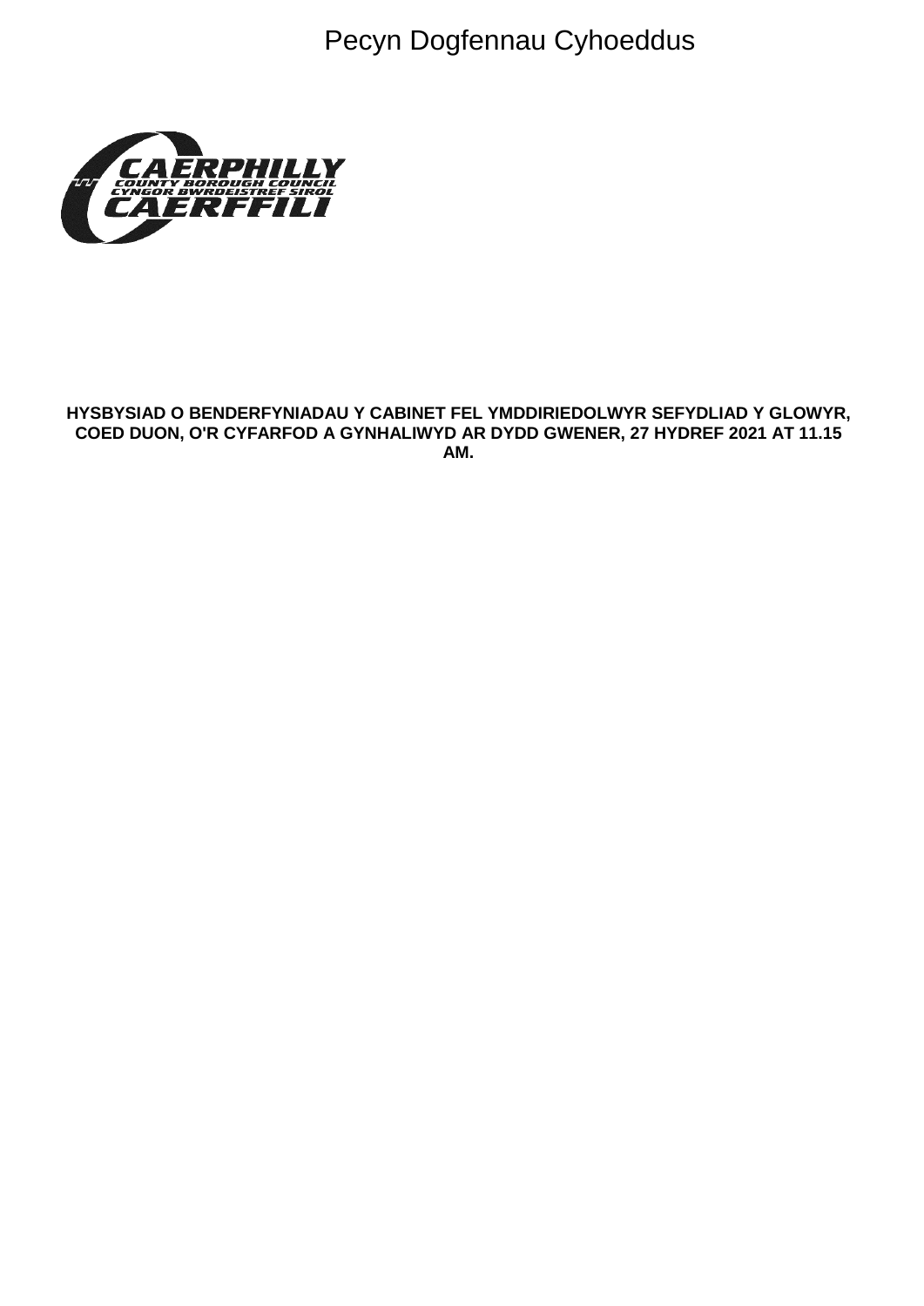Pecyn Dogfennau Cyhoeddus

**HYSBYSIAD O BENDERFYNIADAU Y CABINET FEL YMDDIRIEDOLWYR SEFYDLIAD Y GLOWYR, COED DUON, O'R CYFARFOD A GYNHALIWYD AR DYDD GWENER, 27 HYDREF 2021 AT 11.15 AM.**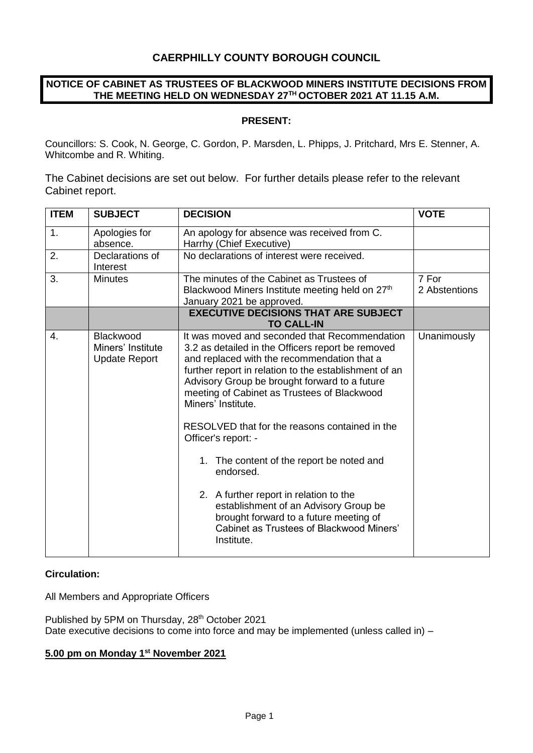# CAERPHILLY COUNTY BOROUGH COUNCIL

## NOTICE OF CABINET AS TRUSTEES OF BLACKWOOD MINERS INSTITUTE DECISIONS FROM THE MEETING HELD ON WEDNESDAY 27TH OCTOBER 2021 AT 11.15 A.M.

**PRESENT:**

Councillors: S. Cook, N. George, C. Gordon, P. Marsden, L. Phipps, J. Pritchard, Mrs E. Stenner, A. Whitcombe and R. Whiting.

The Cabinet decisions are set out below. For further details please refer to the relevant Cabinet report.

| ITEM | SUBJECT | DECISION | VOTE |
|---|---|---|---|
| 1. | Apologies for absence. | An apology for absence was received from C. Harrhy (Chief Executive) | |
| 2. | Declarations of Interest | No declarations of interest were received. | |
| 3. | Minutes | The minutes of the Cabinet as Trustees of Blackwood Miners Institute meeting held on 27th January 2021 be approved. | 7 For<br>2 Abstentions |
| | | **EXECUTIVE DECISIONS THAT ARE SUBJECT TO CALL-IN** | |
| 4. | Blackwood Miners' Institute Update Report | It was moved and seconded that Recommendation 3.2 as detailed in the Officers report be removed and replaced with the recommendation that a further report in relation to the establishment of an Advisory Group be brought forward to a future meeting of Cabinet as Trustees of Blackwood Miners' Institute.<br><br>RESOLVED that for the reasons contained in the Officer's report: -<br><br>1. The content of the report be noted and endorsed.<br><br>2. A further report in relation to the establishment of an Advisory Group be brought forward to a future meeting of Cabinet as Trustees of Blackwood Miners' Institute. | Unanimously |

**Circulation:**

All Members and Appropriate Officers

Published by 5PM on Thursday, 28th October 2021
Date executive decisions to come into force and may be implemented (unless called in) –

**5.00 pm on Monday 1st November 2021**